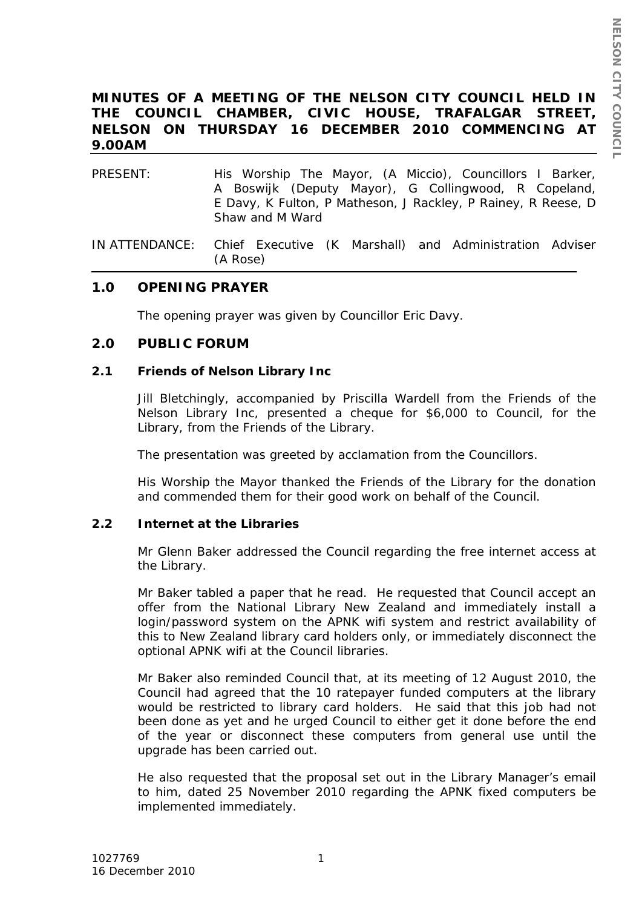# MINUTES OF A MEETING OF THE NELSON CITY COUNCIL HELD IN THE COUNCIL CHAMBER, CIVIC HOUSE, TRAFALGAR STREET, NELSON ON THURSDAY 16 DECEMBER 2010 COMMENCING AT 9.00AM

PRESENT: His Worship The Mayor, (A Miccio), Councillors I Barker, A Boswijk (Deputy Mayor), G Collingwood, R Copeland, E Davy, K Fulton, P Matheson, J Rackley, P Rainey, R Reese, D Shaw and M Ward

IN ATTENDANCE: Chief Executive (K Marshall) and Administration Adviser (A Rose)

## 1.0 OPENING PRAYER

The opening prayer was given by Councillor Eric Davy.

## 2.0 PUBLIC FORUM

### 2.1 Friends of Nelson Library Inc

Jill Bletchingly, accompanied by Priscilla Wardell from the Friends of the Nelson Library Inc, presented a cheque for $6,000 to Council, for the Library, from the Friends of the Library.

The presentation was greeted by acclamation from the Councillors.

His Worship the Mayor thanked the Friends of the Library for the donation and commended them for their good work on behalf of the Council.

### 2.2 Internet at the Libraries

Mr Glenn Baker addressed the Council regarding the free internet access at the Library.

Mr Baker tabled a paper that he read. He requested that Council accept an offer from the National Library New Zealand and immediately install a login/password system on the APNK wifi system and restrict availability of this to New Zealand library card holders only, or immediately disconnect the optional APNK wifi at the Council libraries.

Mr Baker also reminded Council that, at its meeting of 12 August 2010, the Council had agreed that the 10 ratepayer funded computers at the library would be restricted to library card holders. He said that this job had not been done as yet and he urged Council to either get it done before the end of the year or disconnect these computers from general use until the upgrade has been carried out.

He also requested that the proposal set out in the Library Manager's email to him, dated 25 November 2010 regarding the APNK fixed computers be implemented immediately.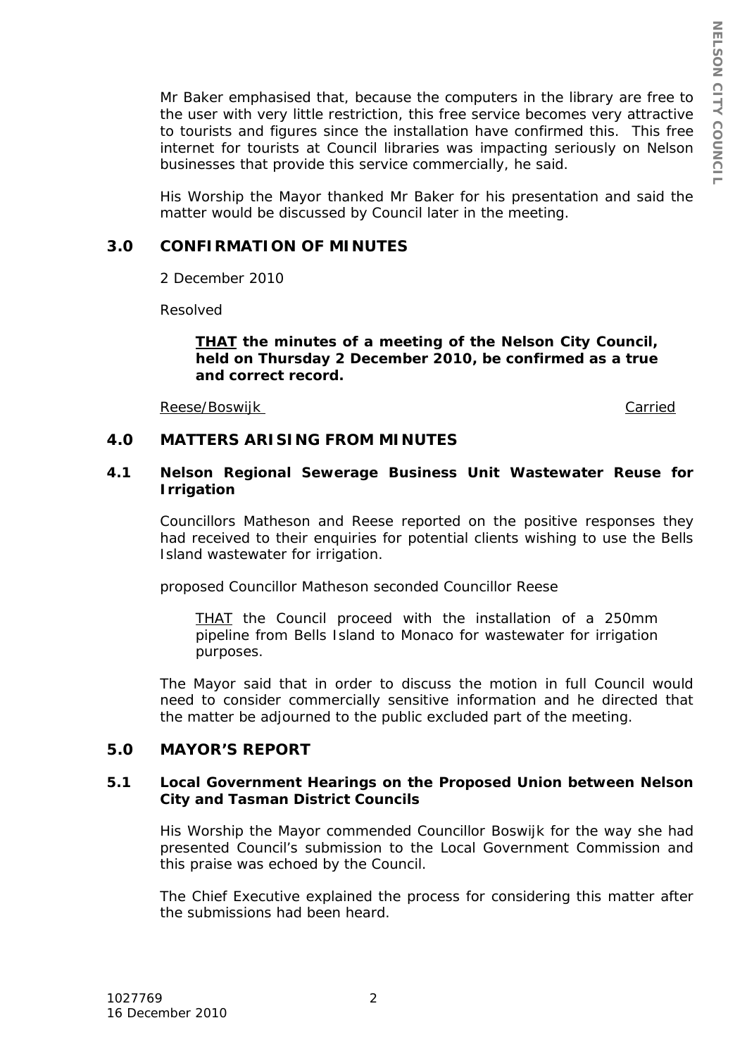Mr Baker emphasised that, because the computers in the library are free to the user with very little restriction, this free service becomes very attractive to tourists and figures since the installation have confirmed this. This free internet for tourists at Council libraries was impacting seriously on Nelson businesses that provide this service commercially, he said.

His Worship the Mayor thanked Mr Baker for his presentation and said the matter would be discussed by Council later in the meeting.

## 3.0 CONFIRMATION OF MINUTES

2 December 2010

Resolved

> **<u>THAT</u> the minutes of a meeting of the Nelson City Council, held on Thursday 2 December 2010, be confirmed as a true and correct record.**

<u>Reese/Boswijk</u> <u>Carried</u>

## 4.0 MATTERS ARISING FROM MINUTES

### 4.1 Nelson Regional Sewerage Business Unit Wastewater Reuse for Irrigation

Councillors Matheson and Reese reported on the positive responses they had received to their enquiries for potential clients wishing to use the Bells Island wastewater for irrigation.

proposed Councillor Matheson seconded Councillor Reese

> <u>THAT</u> the Council proceed with the installation of a 250mm pipeline from Bells Island to Monaco for wastewater for irrigation purposes.

The Mayor said that in order to discuss the motion in full Council would need to consider commercially sensitive information and he directed that the matter be adjourned to the public excluded part of the meeting.

## 5.0 MAYOR'S REPORT

### 5.1 Local Government Hearings on the Proposed Union between Nelson City and Tasman District Councils

His Worship the Mayor commended Councillor Boswijk for the way she had presented Council's submission to the Local Government Commission and this praise was echoed by the Council.

The Chief Executive explained the process for considering this matter after the submissions had been heard.

1027769
16 December 2010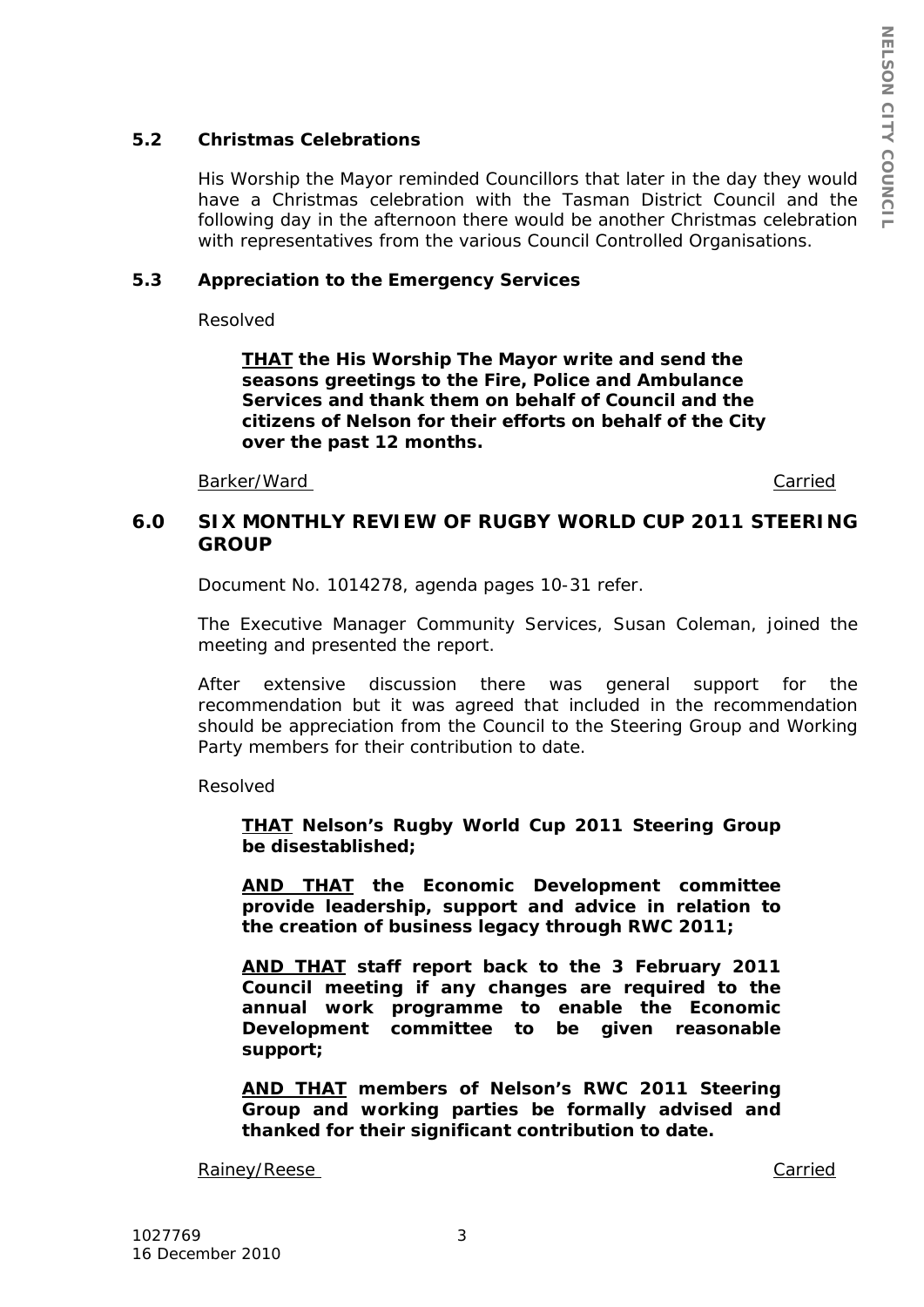### 5.2 Christmas Celebrations

His Worship the Mayor reminded Councillors that later in the day they would have a Christmas celebration with the Tasman District Council and the following day in the afternoon there would be another Christmas celebration with representatives from the various Council Controlled Organisations.

### 5.3 Appreciation to the Emergency Services

Resolved

> **THAT the His Worship The Mayor write and send the seasons greetings to the Fire, Police and Ambulance Services and thank them on behalf of Council and the citizens of Nelson for their efforts on behalf of the City over the past 12 months.**

Barker/Ward — Carried

## 6.0 SIX MONTHLY REVIEW OF RUGBY WORLD CUP 2011 STEERING GROUP

Document No. 1014278, agenda pages 10-31 refer.

The Executive Manager Community Services, Susan Coleman, joined the meeting and presented the report.

After extensive discussion there was general support for the recommendation but it was agreed that included in the recommendation should be appreciation from the Council to the Steering Group and Working Party members for their contribution to date.

Resolved

> **THAT Nelson's Rugby World Cup 2011 Steering Group be disestablished;**
>
> **AND THAT the Economic Development committee provide leadership, support and advice in relation to the creation of business legacy through RWC 2011;**
>
> **AND THAT staff report back to the 3 February 2011 Council meeting if any changes are required to the annual work programme to enable the Economic Development committee to be given reasonable support;**
>
> **AND THAT members of Nelson's RWC 2011 Steering Group and working parties be formally advised and thanked for their significant contribution to date.**

Rainey/Reese — Carried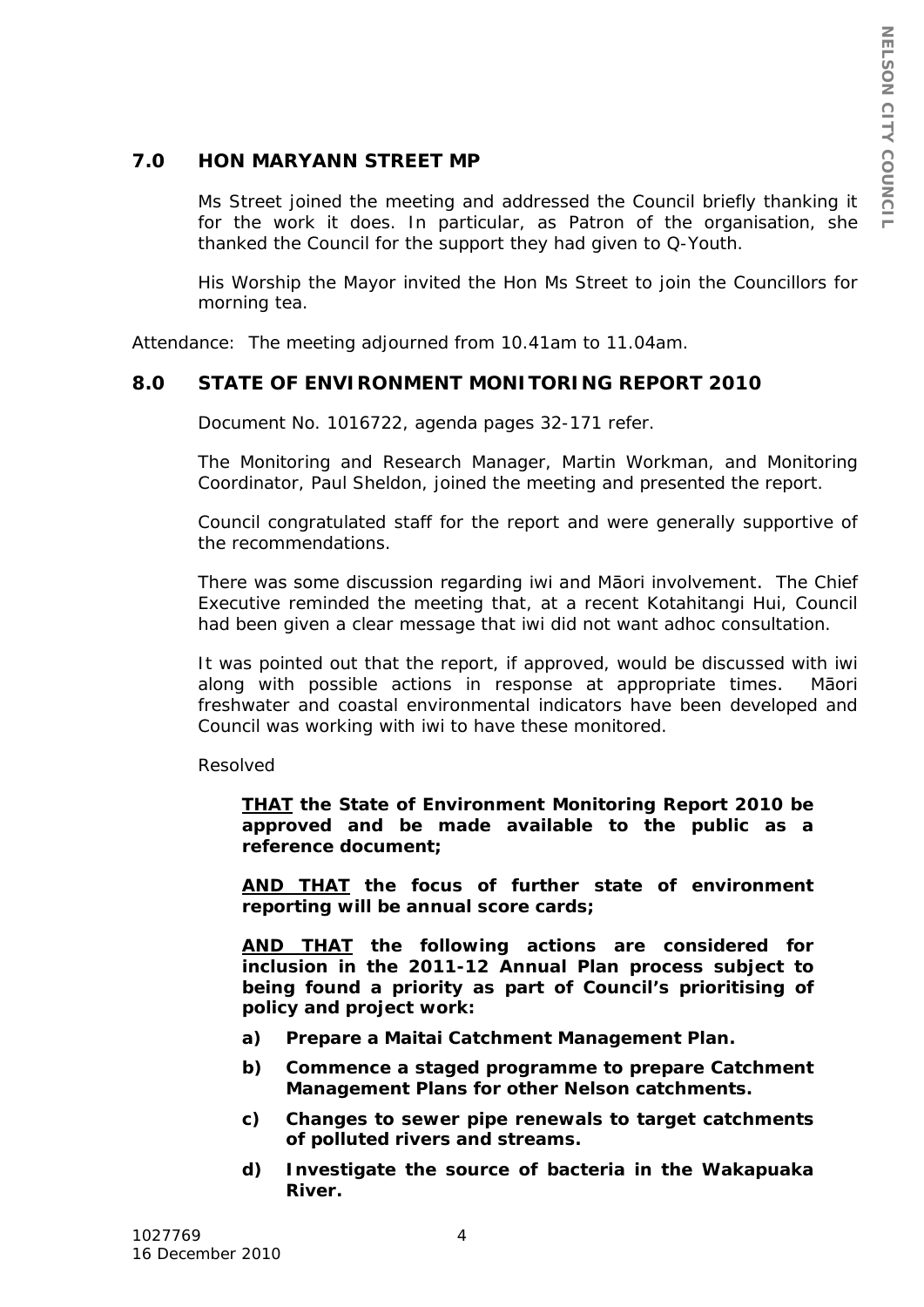## 7.0 HON MARYANN STREET MP

Ms Street joined the meeting and addressed the Council briefly thanking it for the work it does. In particular, as Patron of the organisation, she thanked the Council for the support they had given to Q-Youth.

His Worship the Mayor invited the Hon Ms Street to join the Councillors for morning tea.

Attendance: The meeting adjourned from 10.41am to 11.04am.

## 8.0 STATE OF ENVIRONMENT MONITORING REPORT 2010

Document No. 1016722, agenda pages 32-171 refer.

The Monitoring and Research Manager, Martin Workman, and Monitoring Coordinator, Paul Sheldon, joined the meeting and presented the report.

Council congratulated staff for the report and were generally supportive of the recommendations.

There was some discussion regarding iwi and Māori involvement. The Chief Executive reminded the meeting that, at a recent Kotahitangi Hui, Council had been given a clear message that iwi did not want adhoc consultation.

It was pointed out that the report, if approved, would be discussed with iwi along with possible actions in response at appropriate times. Māori freshwater and coastal environmental indicators have been developed and Council was working with iwi to have these monitored.

Resolved

**THAT the State of Environment Monitoring Report 2010 be approved and be made available to the public as a reference document;**

**AND THAT the focus of further state of environment reporting will be annual score cards;**

**AND THAT the following actions are considered for inclusion in the 2011-12 Annual Plan process subject to being found a priority as part of Council's prioritising of policy and project work:**

**a) Prepare a Maitai Catchment Management Plan.**

**b) Commence a staged programme to prepare Catchment Management Plans for other Nelson catchments.**

**c) Changes to sewer pipe renewals to target catchments of polluted rivers and streams.**

**d) Investigate the source of bacteria in the Wakapuaka River.**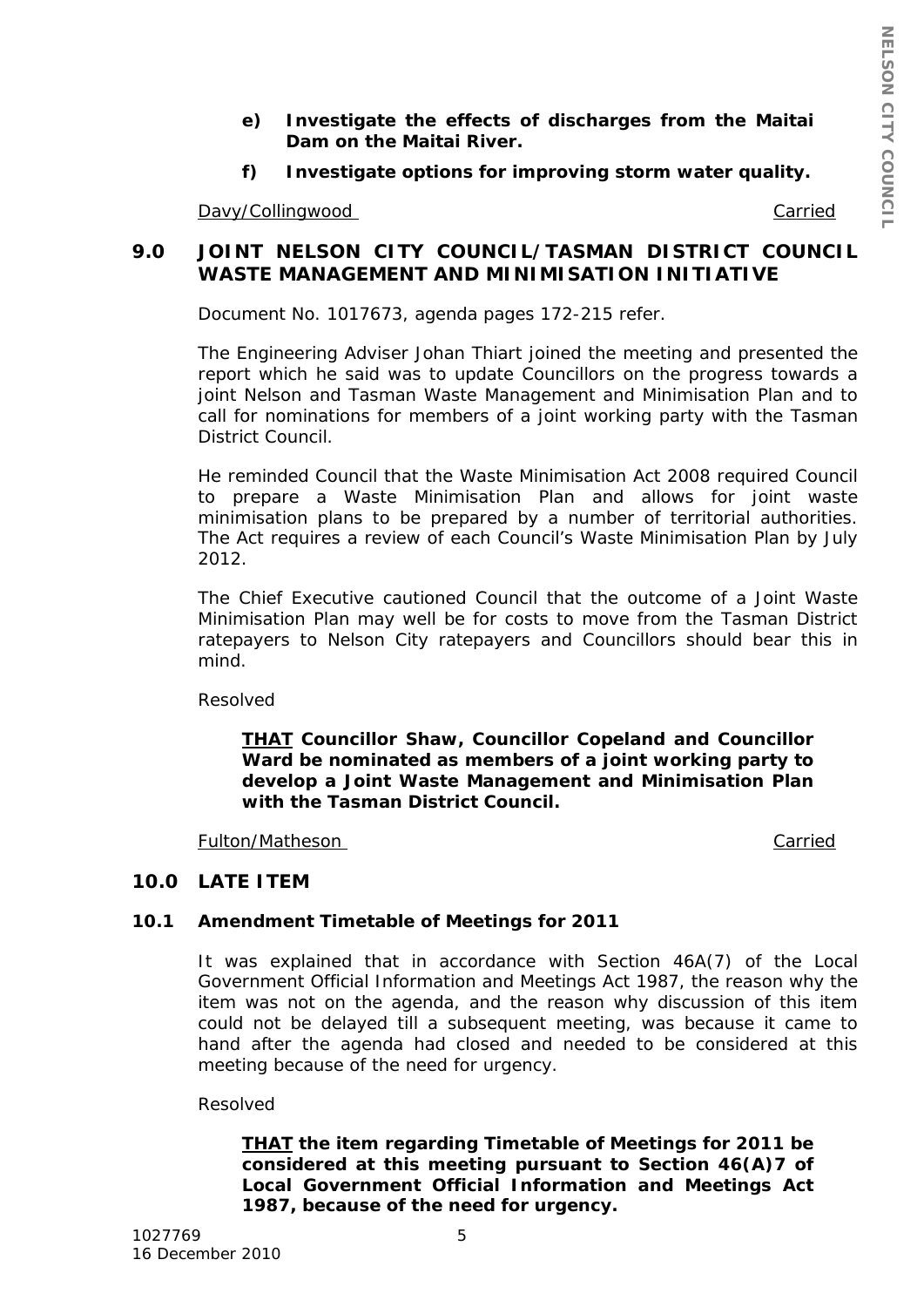**e) Investigate the effects of discharges from the Maitai Dam on the Maitai River.**

**f) Investigate options for improving storm water quality.**

Davy/Collingwood Carried

## 9.0 JOINT NELSON CITY COUNCIL/TASMAN DISTRICT COUNCIL WASTE MANAGEMENT AND MINIMISATION INITIATIVE

Document No. 1017673, agenda pages 172-215 refer.

The Engineering Adviser Johan Thiart joined the meeting and presented the report which he said was to update Councillors on the progress towards a joint Nelson and Tasman Waste Management and Minimisation Plan and to call for nominations for members of a joint working party with the Tasman District Council.

He reminded Council that the Waste Minimisation Act 2008 required Council to prepare a Waste Minimisation Plan and allows for joint waste minimisation plans to be prepared by a number of territorial authorities. The Act requires a review of each Council's Waste Minimisation Plan by July 2012.

The Chief Executive cautioned Council that the outcome of a Joint Waste Minimisation Plan may well be for costs to move from the Tasman District ratepayers to Nelson City ratepayers and Councillors should bear this in mind.

Resolved

**THAT Councillor Shaw, Councillor Copeland and Councillor Ward be nominated as members of a joint working party to develop a Joint Waste Management and Minimisation Plan with the Tasman District Council.**

Fulton/Matheson Carried

## 10.0 LATE ITEM

### 10.1 Amendment Timetable of Meetings for 2011

It was explained that in accordance with Section 46A(7) of the Local Government Official Information and Meetings Act 1987, the reason why the item was not on the agenda, and the reason why discussion of this item could not be delayed till a subsequent meeting, was because it came to hand after the agenda had closed and needed to be considered at this meeting because of the need for urgency.

Resolved

**THAT the item regarding Timetable of Meetings for 2011 be considered at this meeting pursuant to Section 46(A)7 of Local Government Official Information and Meetings Act 1987, because of the need for urgency.**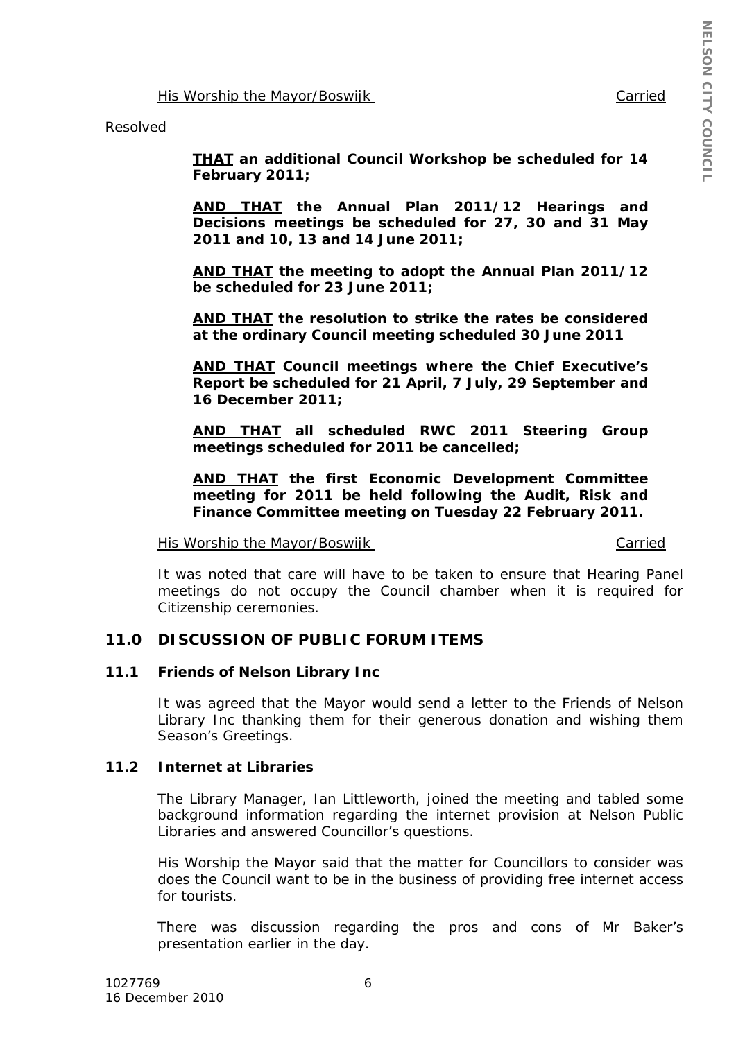<u>His Worship the Mayor/Boswijk</u> <u>Carried</u>

Resolved

> **<u>THAT</u> an additional Council Workshop be scheduled for 14 February 2011;**
>
> **<u>AND THAT</u> the Annual Plan 2011/12 Hearings and Decisions meetings be scheduled for 27, 30 and 31 May 2011 and 10, 13 and 14 June 2011;**
>
> **<u>AND THAT</u> the meeting to adopt the Annual Plan 2011/12 be scheduled for 23 June 2011;**
>
> **<u>AND THAT</u> the resolution to strike the rates be considered at the ordinary Council meeting scheduled 30 June 2011**
>
> **<u>AND THAT</u> Council meetings where the Chief Executive's Report be scheduled for 21 April, 7 July, 29 September and 16 December 2011;**
>
> **<u>AND THAT</u> all scheduled RWC 2011 Steering Group meetings scheduled for 2011 be cancelled;**
>
> **<u>AND THAT</u> the first Economic Development Committee meeting for 2011 be held following the Audit, Risk and Finance Committee meeting on Tuesday 22 February 2011.**

<u>His Worship the Mayor/Boswijk</u> <u>Carried</u>

It was noted that care will have to be taken to ensure that Hearing Panel meetings do not occupy the Council chamber when it is required for Citizenship ceremonies.

## 11.0 DISCUSSION OF PUBLIC FORUM ITEMS

### 11.1 Friends of Nelson Library Inc

It was agreed that the Mayor would send a letter to the Friends of Nelson Library Inc thanking them for their generous donation and wishing them Season's Greetings.

### 11.2 Internet at Libraries

The Library Manager, Ian Littleworth, joined the meeting and tabled some background information regarding the internet provision at Nelson Public Libraries and answered Councillor's questions.

His Worship the Mayor said that the matter for Councillors to consider was does the Council want to be in the business of providing free internet access for tourists.

There was discussion regarding the pros and cons of Mr Baker's presentation earlier in the day.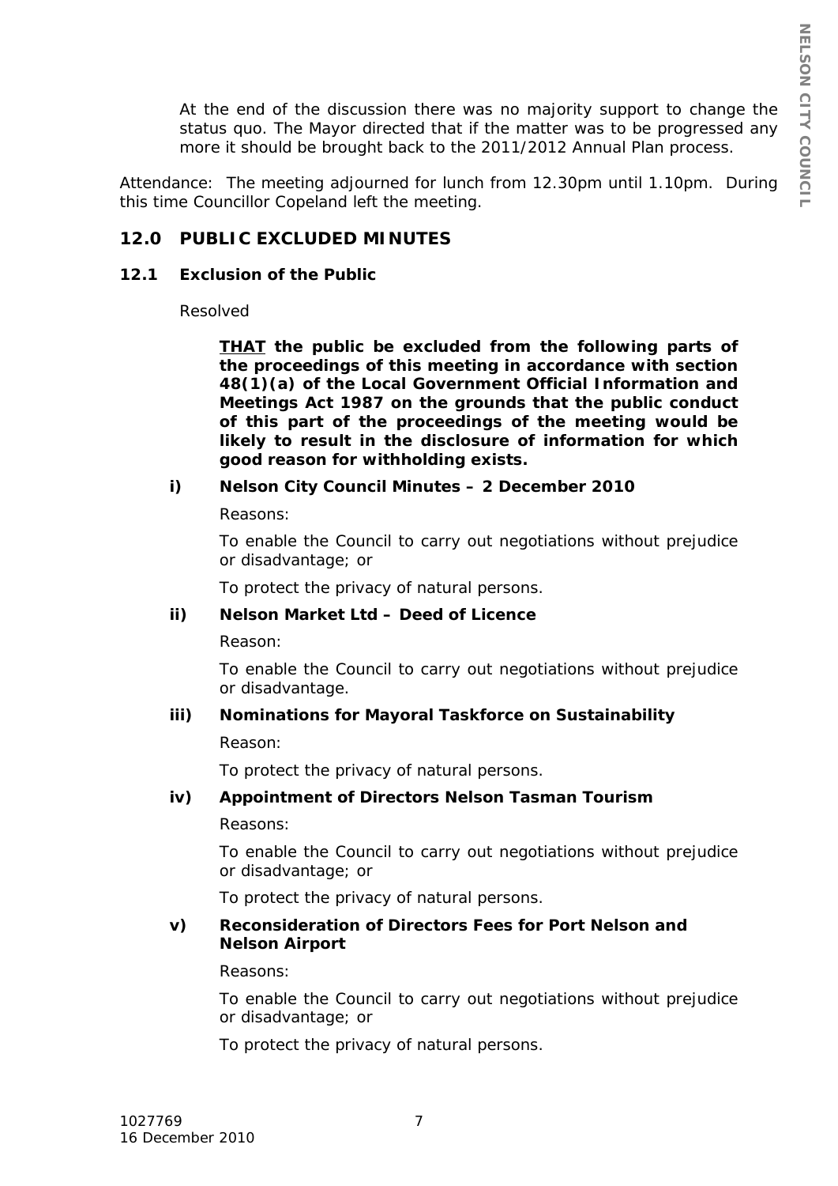At the end of the discussion there was no majority support to change the status quo. The Mayor directed that if the matter was to be progressed any more it should be brought back to the 2011/2012 Annual Plan process.

Attendance: The meeting adjourned for lunch from 12.30pm until 1.10pm. During this time Councillor Copeland left the meeting.

## 12.0 PUBLIC EXCLUDED MINUTES

### 12.1 Exclusion of the Public

Resolved

**<u>THAT</u> the public be excluded from the following parts of the proceedings of this meeting in accordance with section 48(1)(a) of the Local Government Official Information and Meetings Act 1987 on the grounds that the public conduct of this part of the proceedings of the meeting would be likely to result in the disclosure of information for which good reason for withholding exists.**

**i) Nelson City Council Minutes – 2 December 2010**

Reasons:

To enable the Council to carry out negotiations without prejudice or disadvantage; or

To protect the privacy of natural persons.

**ii) Nelson Market Ltd – Deed of Licence**

Reason:

To enable the Council to carry out negotiations without prejudice or disadvantage.

**iii) Nominations for Mayoral Taskforce on Sustainability**

Reason:

To protect the privacy of natural persons.

**iv) Appointment of Directors Nelson Tasman Tourism**

Reasons:

To enable the Council to carry out negotiations without prejudice or disadvantage; or

To protect the privacy of natural persons.

**v) Reconsideration of Directors Fees for Port Nelson and Nelson Airport**

Reasons:

To enable the Council to carry out negotiations without prejudice or disadvantage; or

To protect the privacy of natural persons.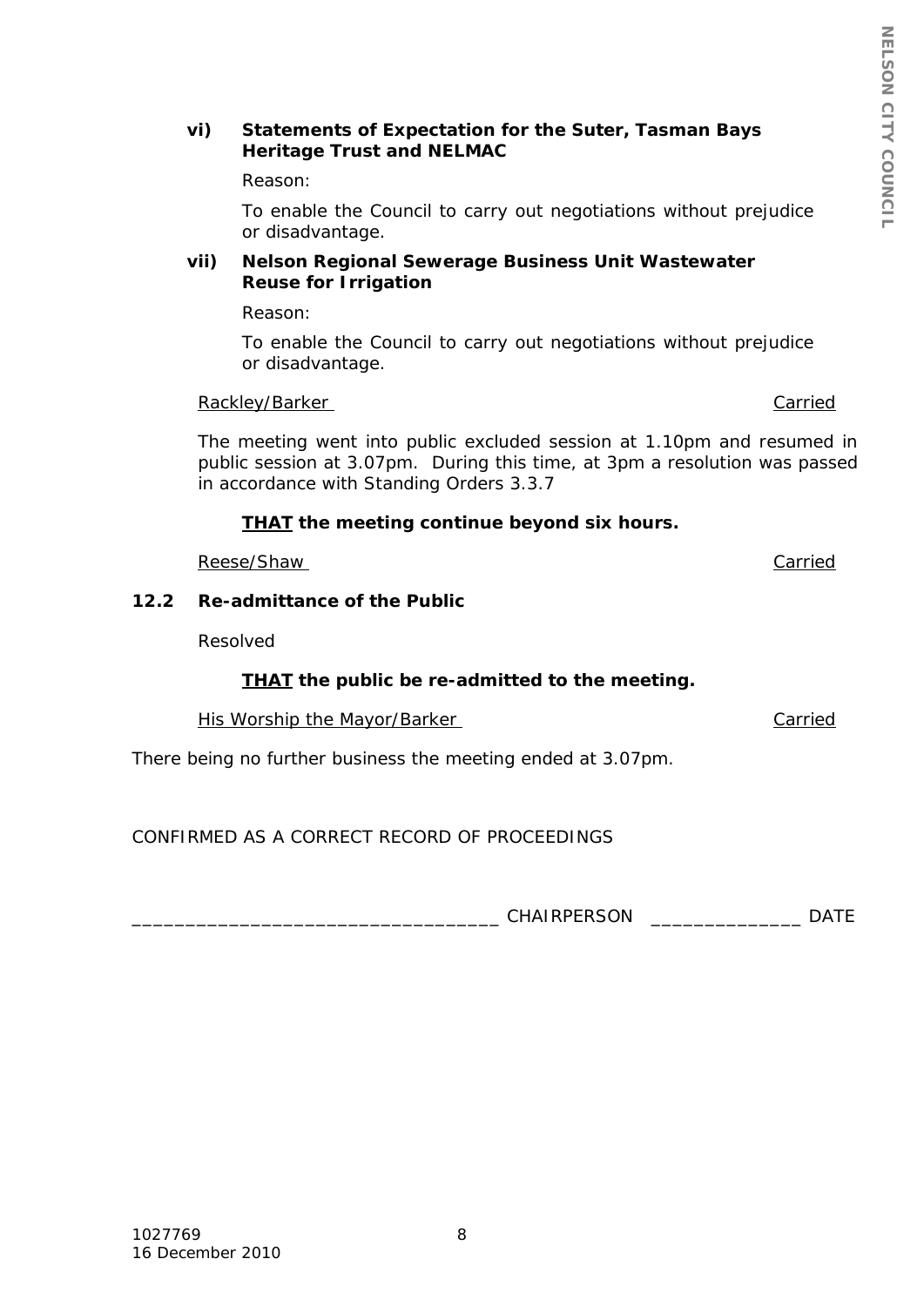**vi) Statements of Expectation for the Suter, Tasman Bays Heritage Trust and NELMAC**

Reason:

To enable the Council to carry out negotiations without prejudice or disadvantage.

**vii) Nelson Regional Sewerage Business Unit Wastewater Reuse for Irrigation**

Reason:

To enable the Council to carry out negotiations without prejudice or disadvantage.

Rackley/Barker Carried

The meeting went into public excluded session at 1.10pm and resumed in public session at 3.07pm. During this time, at 3pm a resolution was passed in accordance with Standing Orders 3.3.7

**THAT the meeting continue beyond six hours.**

Reese/Shaw Carried

### 12.2 Re-admittance of the Public

Resolved

**THAT the public be re-admitted to the meeting.**

His Worship the Mayor/Barker Carried

There being no further business the meeting ended at 3.07pm.

CONFIRMED AS A CORRECT RECORD OF PROCEEDINGS

_________________________________ CHAIRPERSON ______________ DATE

1027769
16 December 2010